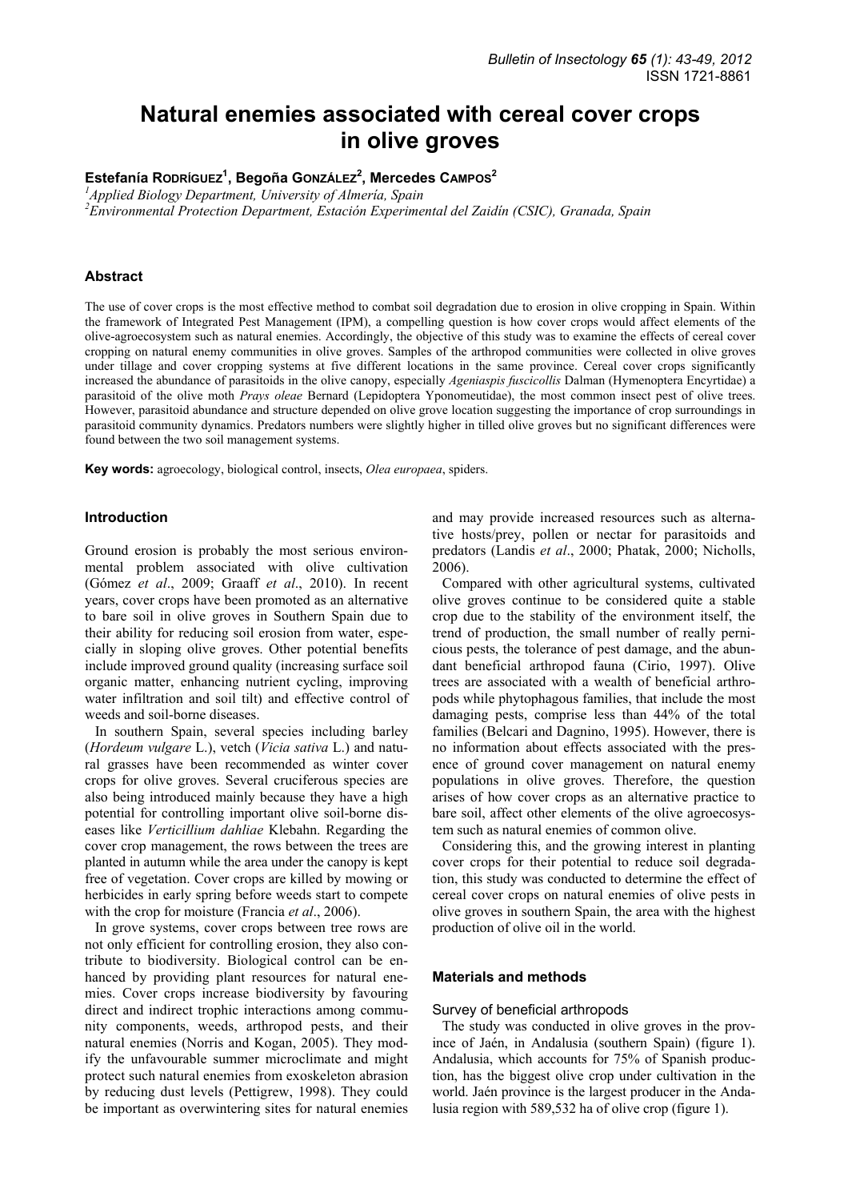# Natural enemies associated with cereal cover crops in olive groves

**Estefanía RODRÍGUEZ[1], Begoña GONZÁLEZ[2], Mercedes CAMPOS[2]**

[1]*Applied Biology Department, University of Almería, Spain*
[2]*Environmental Protection Department, Estación Experimental del Zaidín (CSIC), Granada, Spain*

## Abstract

The use of cover crops is the most effective method to combat soil degradation due to erosion in olive cropping in Spain. Within the framework of Integrated Pest Management (IPM), a compelling question is how cover crops would affect elements of the olive-agroecosystem such as natural enemies. Accordingly, the objective of this study was to examine the effects of cereal cover cropping on natural enemy communities in olive groves. Samples of the arthropod communities were collected in olive groves under tillage and cover cropping systems at five different locations in the same province. Cereal cover crops significantly increased the abundance of parasitoids in the olive canopy, especially *Ageniaspis fuscicollis* Dalman (Hymenoptera Encyrtidae) a parasitoid of the olive moth *Prays oleae* Bernard (Lepidoptera Yponomeutidae), the most common insect pest of olive trees. However, parasitoid abundance and structure depended on olive grove location suggesting the importance of crop surroundings in parasitoid community dynamics. Predators numbers were slightly higher in tilled olive groves but no significant differences were found between the two soil management systems.

**Key words:** agroecology, biological control, insects, *Olea europaea*, spiders.

## Introduction

Ground erosion is probably the most serious environmental problem associated with olive cultivation (Gómez *et al*., 2009; Graaff *et al*., 2010). In recent years, cover crops have been promoted as an alternative to bare soil in olive groves in Southern Spain due to their ability for reducing soil erosion from water, especially in sloping olive groves. Other potential benefits include improved ground quality (increasing surface soil organic matter, enhancing nutrient cycling, improving water infiltration and soil tilt) and effective control of weeds and soil-borne diseases.

In southern Spain, several species including barley (*Hordeum vulgare* L.), vetch (*Vicia sativa* L.) and natural grasses have been recommended as winter cover crops for olive groves. Several cruciferous species are also being introduced mainly because they have a high potential for controlling important olive soil-borne diseases like *Verticillium dahliae* Klebahn. Regarding the cover crop management, the rows between the trees are planted in autumn while the area under the canopy is kept free of vegetation. Cover crops are killed by mowing or herbicides in early spring before weeds start to compete with the crop for moisture (Francia *et al*., 2006).

In grove systems, cover crops between tree rows are not only efficient for controlling erosion, they also contribute to biodiversity. Biological control can be enhanced by providing plant resources for natural enemies. Cover crops increase biodiversity by favouring direct and indirect trophic interactions among community components, weeds, arthropod pests, and their natural enemies (Norris and Kogan, 2005). They modify the unfavourable summer microclimate and might protect such natural enemies from exoskeleton abrasion by reducing dust levels (Pettigrew, 1998). They could be important as overwintering sites for natural enemies and may provide increased resources such as alternative hosts/prey, pollen or nectar for parasitoids and predators (Landis *et al*., 2000; Phatak, 2000; Nicholls, 2006).

Compared with other agricultural systems, cultivated olive groves continue to be considered quite a stable crop due to the stability of the environment itself, the trend of production, the small number of really pernicious pests, the tolerance of pest damage, and the abundant beneficial arthropod fauna (Cirio, 1997). Olive trees are associated with a wealth of beneficial arthropods while phytophagous families, that include the most damaging pests, comprise less than 44% of the total families (Belcari and Dagnino, 1995). However, there is no information about effects associated with the presence of ground cover management on natural enemy populations in olive groves. Therefore, the question arises of how cover crops as an alternative practice to bare soil, affect other elements of the olive agroecosystem such as natural enemies of common olive.

Considering this, and the growing interest in planting cover crops for their potential to reduce soil degradation, this study was conducted to determine the effect of cereal cover crops on natural enemies of olive pests in olive groves in southern Spain, the area with the highest production of olive oil in the world.

## Materials and methods

### Survey of beneficial arthropods

The study was conducted in olive groves in the province of Jaén, in Andalusia (southern Spain) (figure 1). Andalusia, which accounts for 75% of Spanish production, has the biggest olive crop under cultivation in the world. Jaén province is the largest producer in the Andalusia region with 589,532 ha of olive crop (figure 1).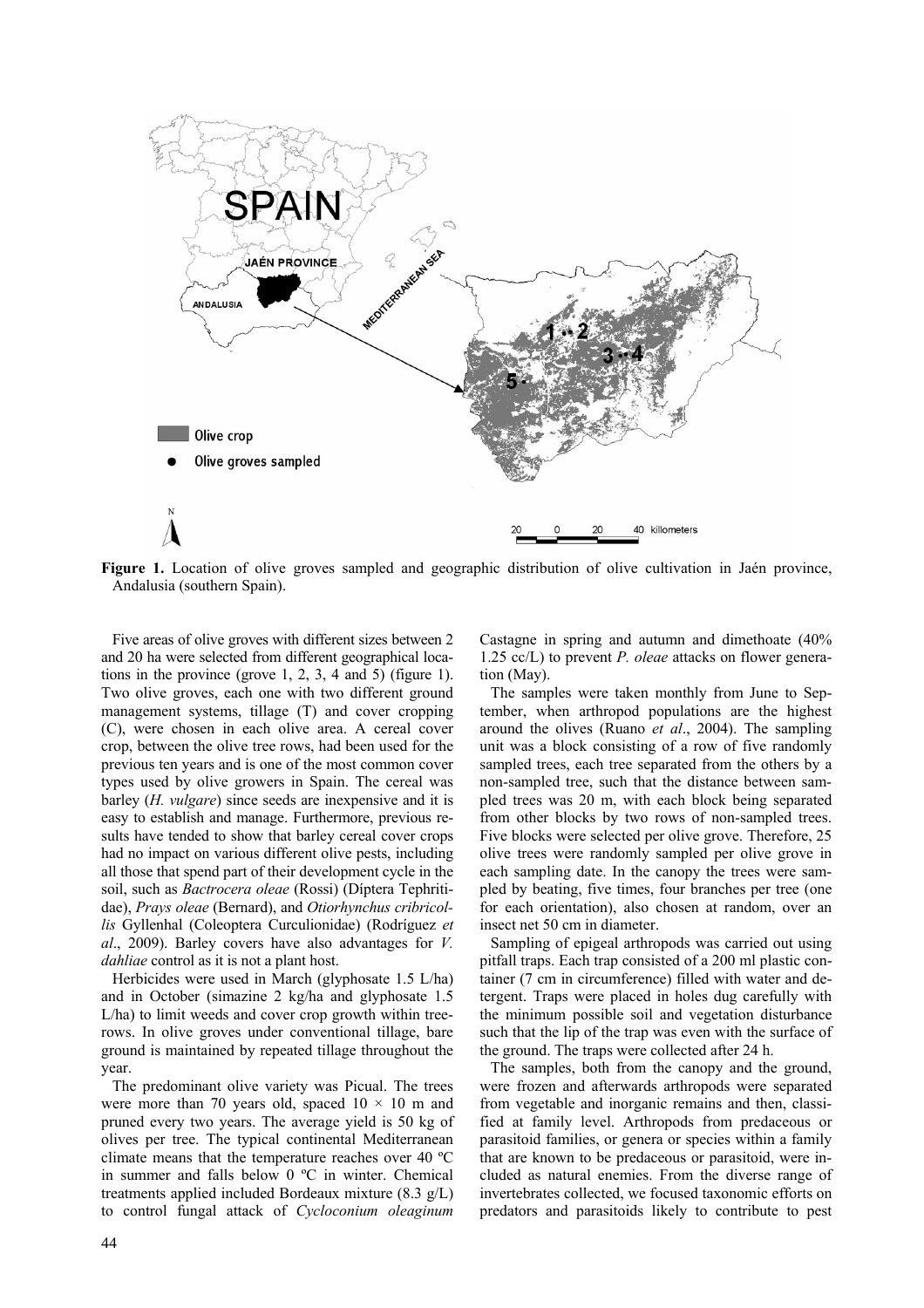**Figure 1.** Location of olive groves sampled and geographic distribution of olive cultivation in Jaén province, Andalusia (southern Spain).

Five areas of olive groves with different sizes between 2 and 20 ha were selected from different geographical locations in the province (grove 1, 2, 3, 4 and 5) (figure 1). Two olive groves, each one with two different ground management systems, tillage (T) and cover cropping (C), were chosen in each olive area. A cereal cover crop, between the olive tree rows, had been used for the previous ten years and is one of the most common cover types used by olive growers in Spain. The cereal was barley (*H. vulgare*) since seeds are inexpensive and it is easy to establish and manage. Furthermore, previous results have tended to show that barley cereal cover crops had no impact on various different olive pests, including all those that spend part of their development cycle in the soil, such as *Bactrocera oleae* (Rossi) (Díptera Tephritidae), *Prays oleae* (Bernard), and *Otiorhynchus cribricollis* Gyllenhal (Coleoptera Curculionidae) (Rodríguez *et al*., 2009). Barley covers have also advantages for *V. dahliae* control as it is not a plant host.

Herbicides were used in March (glyphosate 1.5 L/ha) and in October (simazine 2 kg/ha and glyphosate 1.5 L/ha) to limit weeds and cover crop growth within tree-rows. In olive groves under conventional tillage, bare ground is maintained by repeated tillage throughout the year.

The predominant olive variety was Picual. The trees were more than 70 years old, spaced 10 × 10 m and pruned every two years. The average yield is 50 kg of olives per tree. The typical continental Mediterranean climate means that the temperature reaches over 40 ºC in summer and falls below 0 ºC in winter. Chemical treatments applied included Bordeaux mixture (8.3 g/L) to control fungal attack of *Cycloconium oleaginum* Castagne in spring and autumn and dimethoate (40% 1.25 cc/L) to prevent *P. oleae* attacks on flower generation (May).

The samples were taken monthly from June to September, when arthropod populations are the highest around the olives (Ruano *et al*., 2004). The sampling unit was a block consisting of a row of five randomly sampled trees, each tree separated from the others by a non-sampled tree, such that the distance between sampled trees was 20 m, with each block being separated from other blocks by two rows of non-sampled trees. Five blocks were selected per olive grove. Therefore, 25 olive trees were randomly sampled per olive grove in each sampling date. In the canopy the trees were sampled by beating, five times, four branches per tree (one for each orientation), also chosen at random, over an insect net 50 cm in diameter.

Sampling of epigeal arthropods was carried out using pitfall traps. Each trap consisted of a 200 ml plastic container (7 cm in circumference) filled with water and detergent. Traps were placed in holes dug carefully with the minimum possible soil and vegetation disturbance such that the lip of the trap was even with the surface of the ground. The traps were collected after 24 h.

The samples, both from the canopy and the ground, were frozen and afterwards arthropods were separated from vegetable and inorganic remains and then, classified at family level. Arthropods from predaceous or parasitoid families, or genera or species within a family that are known to be predaceous or parasitoid, were included as natural enemies. From the diverse range of invertebrates collected, we focused taxonomic efforts on predators and parasitoids likely to contribute to pest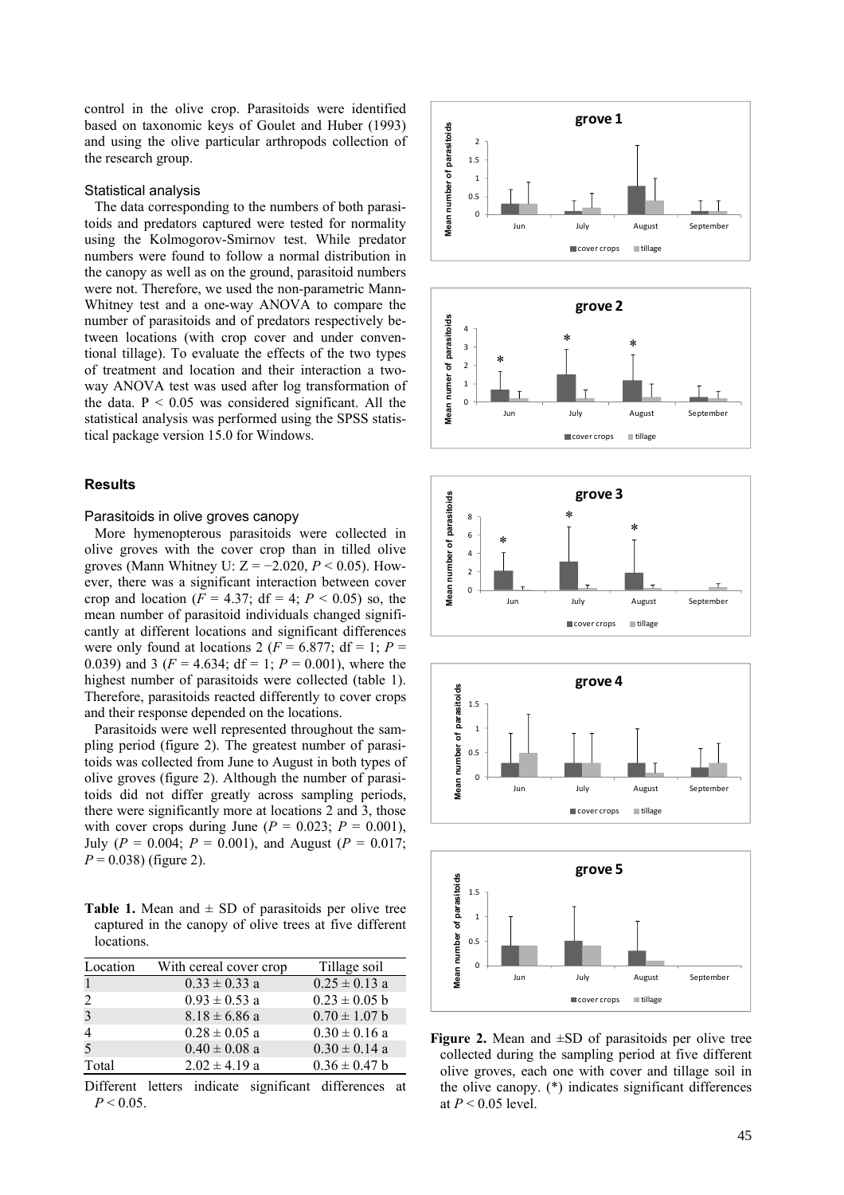control in the olive crop. Parasitoids were identified based on taxonomic keys of Goulet and Huber (1993) and using the olive particular arthropods collection of the research group.

### Statistical analysis

The data corresponding to the numbers of both parasitoids and predators captured were tested for normality using the Kolmogorov-Smirnov test. While predator numbers were found to follow a normal distribution in the canopy as well as on the ground, parasitoid numbers were not. Therefore, we used the non-parametric Mann-Whitney test and a one-way ANOVA to compare the number of parasitoids and of predators respectively between locations (with crop cover and under conventional tillage). To evaluate the effects of the two types of treatment and location and their interaction a two-way ANOVA test was used after log transformation of the data. $P < 0.05$ was considered significant. All the statistical analysis was performed using the SPSS statistical package version 15.0 for Windows.

## Results

### Parasitoids in olive groves canopy

More hymenopterous parasitoids were collected in olive groves with the cover crop than in tilled olive groves (Mann Whitney U: $Z = -2.020$, $P < 0.05$). However, there was a significant interaction between cover crop and location ($F = 4.37$; df = 4; $P < 0.05$) so, the mean number of parasitoid individuals changed significantly at different locations and significant differences were only found at locations 2 ($F = 6.877$; df = 1; $P = 0.039$) and 3 ($F = 4.634$; df = 1; $P = 0.001$), where the highest number of parasitoids were collected (table 1). Therefore, parasitoids reacted differently to cover crops and their response depended on the locations.

Parasitoids were well represented throughout the sampling period (figure 2). The greatest number of parasitoids was collected from June to August in both types of olive groves (figure 2). Although the number of parasitoids did not differ greatly across sampling periods, there were significantly more at locations 2 and 3, those with cover crops during June ($P = 0.023$; $P = 0.001$), July ($P = 0.004$; $P = 0.001$), and August ($P = 0.017$; $P = 0.038$) (figure 2).

**Table 1.** Mean and ± SD of parasitoids per olive tree captured in the canopy of olive trees at five different locations.

| Location | With cereal cover crop | Tillage soil |
|---|---|---|
| 1 | 0.33 ± 0.33 a | 0.25 ± 0.13 a |
| 2 | 0.93 ± 0.53 a | 0.23 ± 0.05 b |
| 3 | 8.18 ± 6.86 a | 0.70 ± 1.07 b |
| 4 | 0.28 ± 0.05 a | 0.30 ± 0.16 a |
| 5 | 0.40 ± 0.08 a | 0.30 ± 0.14 a |
| Total | 2.02 ± 4.19 a | 0.36 ± 0.47 b |

Different letters indicate significant differences at $P < 0.05$.

**Figure 2.** Mean and ±SD of parasitoids per olive tree collected during the sampling period at five different olive groves, each one with cover and tillage soil in the olive canopy. (*) indicates significant differences at $P < 0.05$ level.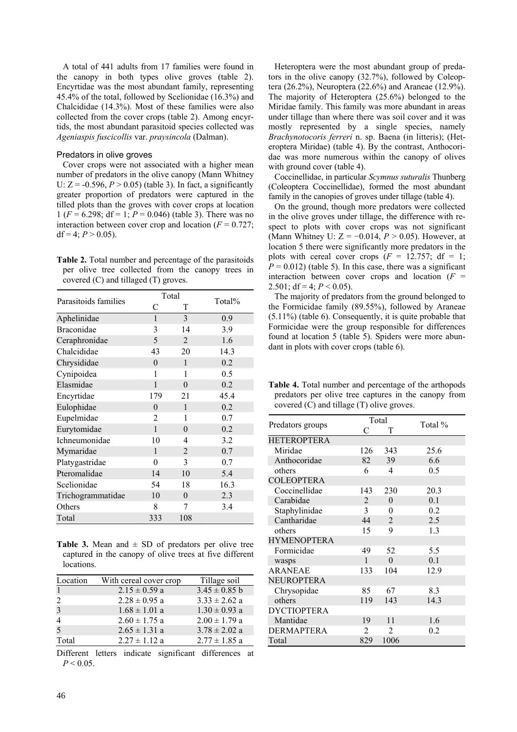A total of 441 adults from 17 families were found in the canopy in both types olive groves (table 2). Encyrtidae was the most abundant family, representing 45.4% of the total, followed by Scelionidae (16.3%) and Chalcididae (14.3%). Most of these families were also collected from the cover crops (table 2). Among encyrtids, the most abundant parasitoid species collected was *Ageniaspis fuscicollis* var. *praysincola* (Dalman).

### Predators in olive groves

Cover crops were not associated with a higher mean number of predators in the olive canopy (Mann Whitney U: Z = -0.596, $P > 0.05$) (table 3). In fact, a significantly greater proportion of predators were captured in the tilled plots than the groves with cover crops at location 1 ($F = 6.298$; df = 1; $P = 0.046$) (table 3). There was no interaction between cover crop and location ($F = 0.727$; df = 4; $P > 0.05$).

**Table 2.** Total number and percentage of the parasitoids per olive tree collected from the canopy trees in covered (C) and tillaged (T) groves.

| Parasitoids families | Total | | Total% |
|---|---|---|---|
| | C | T | |
| Aphelinidae | 1 | 3 | 0.9 |
| Braconidae | 3 | 14 | 3.9 |
| Ceraphronidae | 5 | 2 | 1.6 |
| Chalcididae | 43 | 20 | 14.3 |
| Chrysididae | 0 | 1 | 0.2 |
| Cynipoidea | 1 | 1 | 0.5 |
| Elasmidae | 1 | 0 | 0.2 |
| Encyrtidae | 179 | 21 | 45.4 |
| Eulophidae | 0 | 1 | 0.2 |
| Eupelmidae | 2 | 1 | 0.7 |
| Eurytomidae | 1 | 0 | 0.2 |
| Ichneumonidae | 10 | 4 | 3.2 |
| Mymaridae | 1 | 2 | 0.7 |
| Platygastridae | 0 | 3 | 0.7 |
| Pteromalidae | 14 | 10 | 5.4 |
| Scelionidae | 54 | 18 | 16.3 |
| Trichogrammatidae | 10 | 0 | 2.3 |
| Others | 8 | 7 | 3.4 |
| Total | 333 | 108 | |

**Table 3.** Mean and ± SD of predators per olive tree captured in the canopy of olive trees at five different locations.

| Location | With cereal cover crop | Tillage soil |
|---|---|---|
| 1 | 2.15 ± 0.59 a | 3.45 ± 0.85 b |
| 2 | 2.28 ± 0.95 a | 3.33 ± 2.62 a |
| 3 | 1.68 ± 1.01 a | 1.30 ± 0.93 a |
| 4 | 2.60 ± 1.75 a | 2.00 ± 1.79 a |
| 5 | 2.65 ± 1.31 a | 3.78 ± 2.02 a |
| Total | 2.27 ± 1.12 a | 2.77 ± 1.85 a |

Different letters indicate significant differences at $P < 0.05$.

Heteroptera were the most abundant group of predators in the olive canopy (32.7%), followed by Coleoptera (26.2%), Neuroptera (22.6%) and Araneae (12.9%). The majority of Heteroptera (25.6%) belonged to the Miridae family. This family was more abundant in areas under tillage than where there was soil cover and it was mostly represented by a single species, namely *Brachynotocoris ferreri* n. sp. Baena (in litteris); (Heteroptera Miridae) (table 4). By the contrast, Anthocoridae was more numerous within the canopy of olives with ground cover (table 4).

Coccinellidae, in particular *Scymnus suturalis* Thunberg (Coleoptera Coccinellidae), formed the most abundant family in the canopies of groves under tillage (table 4).

On the ground, though more predators were collected in the olive groves under tillage, the difference with respect to plots with cover crops was not significant (Mann Whitney U: Z = −0.014, $P > 0.05$). However, at location 5 there were significantly more predators in the plots with cereal cover crops ($F = 12.757$; df = 1; $P = 0.012$) (table 5). In this case, there was a significant interaction between cover crops and location ($F = 2.501$; df = 4; $P < 0.05$).

The majority of predators from the ground belonged to the Formicidae family (89.55%), followed by Araneae (5.11%) (table 6). Consequently, it is quite probable that Formicidae were the group responsible for differences found at location 5 (table 5). Spiders were more abundant in plots with cover crops (table 6).

**Table 4.** Total number and percentage of the arthopods predators per olive tree captures in the canopy from covered (C) and tillage (T) olive groves.

| Predators groups | Total | | Total % |
|---|---|---|---|
| | C | T | |
| HETEROPTERA | | | |
| Miridae | 126 | 343 | 25.6 |
| Anthocoridae | 82 | 39 | 6.6 |
| others | 6 | 4 | 0.5 |
| COLEOPTERA | | | |
| Coccinellidae | 143 | 230 | 20.3 |
| Carabidae | 2 | 0 | 0.1 |
| Staphylinidae | 3 | 0 | 0.2 |
| Cantharidae | 44 | 2 | 2.5 |
| others | 15 | 9 | 1.3 |
| HYMENOPTERA | | | |
| Formicidae | 49 | 52 | 5.5 |
| wasps | 1 | 0 | 0.1 |
| ARANEAE | 133 | 104 | 12.9 |
| NEUROPTERA | | | |
| Chrysopidae | 85 | 67 | 8.3 |
| others | 119 | 143 | 14.3 |
| DYCTIOPTERA | | | |
| Mantidae | 19 | 11 | 1.6 |
| DERMAPTERA | 2 | 2 | 0.2 |
| Total | 829 | 1006 | |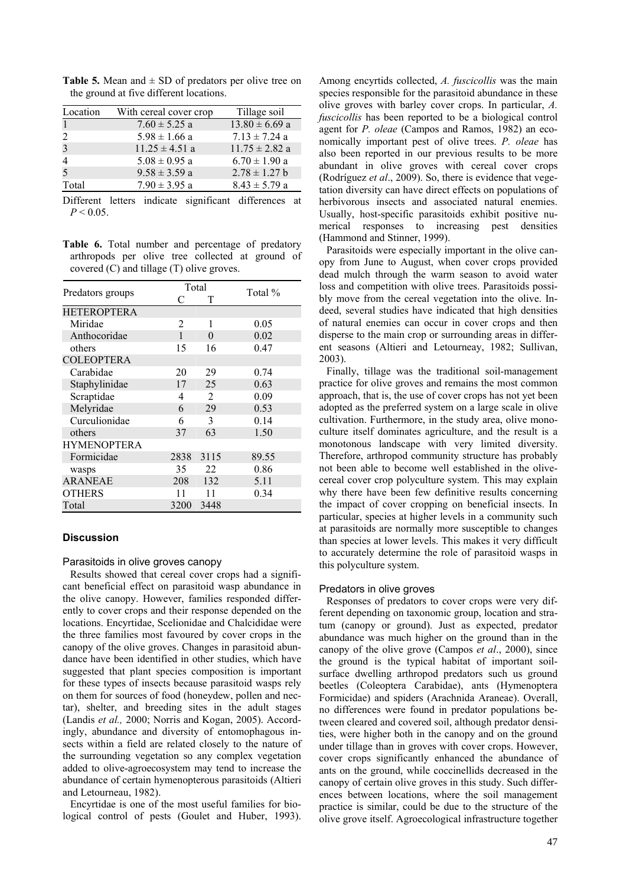**Table 5.** Mean and ± SD of predators per olive tree on the ground at five different locations.

| Location | With cereal cover crop | Tillage soil |
|---|---|---|
| 1 | 7.60 ± 5.25 a | 13.80 ± 6.69 a |
| 2 | 5.98 ± 1.66 a | 7.13 ± 7.24 a |
| 3 | 11.25 ± 4.51 a | 11.75 ± 2.82 a |
| 4 | 5.08 ± 0.95 a | 6.70 ± 1.90 a |
| 5 | 9.58 ± 3.59 a | 2.78 ± 1.27 b |
| Total | 7.90 ± 3.95 a | 8.43 ± 5.79 a |

Different letters indicate significant differences at $P < 0.05$.

**Table 6.** Total number and percentage of predatory arthropods per olive tree collected at ground of covered (C) and tillage (T) olive groves.

| Predators groups | Total | | Total % |
|---|---|---|---|
| | C | T | |
| HETEROPTERA | | | |
| Miridae | 2 | 1 | 0.05 |
| Anthocoridae | 1 | 0 | 0.02 |
| others | 15 | 16 | 0.47 |
| COLEOPTERA | | | |
| Carabidae | 20 | 29 | 0.74 |
| Staphylinidae | 17 | 25 | 0.63 |
| Scraptidae | 4 | 2 | 0.09 |
| Melyridae | 6 | 29 | 0.53 |
| Curculionidae | 6 | 3 | 0.14 |
| others | 37 | 63 | 1.50 |
| HYMENOPTERA | | | |
| Formicidae | 2838 | 3115 | 89.55 |
| wasps | 35 | 22 | 0.86 |
| ARANEAE | 208 | 132 | 5.11 |
| OTHERS | 11 | 11 | 0.34 |
| Total | 3200 | 3448 | |

## Discussion

### Parasitoids in olive groves canopy

Results showed that cereal cover crops had a significant beneficial effect on parasitoid wasp abundance in the olive canopy. However, families responded differently to cover crops and their response depended on the locations. Encyrtidae, Scelionidae and Chalcididae were the three families most favoured by cover crops in the canopy of the olive groves. Changes in parasitoid abundance have been identified in other studies, which have suggested that plant species composition is important for these types of insects because parasitoid wasps rely on them for sources of food (honeydew, pollen and nectar), shelter, and breeding sites in the adult stages (Landis *et al.,* 2000; Norris and Kogan, 2005). Accordingly, abundance and diversity of entomophagous insects within a field are related closely to the nature of the surrounding vegetation so any complex vegetation added to olive-agroecosystem may tend to increase the abundance of certain hymenopterous parasitoids (Altieri and Letourneau, 1982).

Encyrtidae is one of the most useful families for biological control of pests (Goulet and Huber, 1993). Among encyrtids collected, *A. fuscicollis* was the main species responsible for the parasitoid abundance in these olive groves with barley cover crops. In particular, *A. fuscicollis* has been reported to be a biological control agent for *P. oleae* (Campos and Ramos, 1982) an economically important pest of olive trees. *P. oleae* has also been reported in our previous results to be more abundant in olive groves with cereal cover crops (Rodríguez *et al*., 2009). So, there is evidence that vegetation diversity can have direct effects on populations of herbivorous insects and associated natural enemies. Usually, host-specific parasitoids exhibit positive numerical responses to increasing pest densities (Hammond and Stinner, 1999).

Parasitoids were especially important in the olive canopy from June to August, when cover crops provided dead mulch through the warm season to avoid water loss and competition with olive trees. Parasitoids possibly move from the cereal vegetation into the olive. Indeed, several studies have indicated that high densities of natural enemies can occur in cover crops and then disperse to the main crop or surrounding areas in different seasons (Altieri and Letourneay, 1982; Sullivan, 2003).

Finally, tillage was the traditional soil-management practice for olive groves and remains the most common approach, that is, the use of cover crops has not yet been adopted as the preferred system on a large scale in olive cultivation. Furthermore, in the study area, olive monoculture itself dominates agriculture, and the result is a monotonous landscape with very limited diversity. Therefore, arthropod community structure has probably not been able to become well established in the olive-cereal cover crop polyculture system. This may explain why there have been few definitive results concerning the impact of cover cropping on beneficial insects. In particular, species at higher levels in a community such at parasitoids are normally more susceptible to changes than species at lower levels. This makes it very difficult to accurately determine the role of parasitoid wasps in this polyculture system.

### Predators in olive groves

Responses of predators to cover crops were very different depending on taxonomic group, location and stratum (canopy or ground). Just as expected, predator abundance was much higher on the ground than in the canopy of the olive grove (Campos *et al*., 2000), since the ground is the typical habitat of important soil-surface dwelling arthropod predators such us ground beetles (Coleoptera Carabidae), ants (Hymenoptera Formicidae) and spiders (Arachnida Araneae). Overall, no differences were found in predator populations between cleared and covered soil, although predator densities, were higher both in the canopy and on the ground under tillage than in groves with cover crops. However, cover crops significantly enhanced the abundance of ants on the ground, while coccinellids decreased in the canopy of certain olive groves in this study. Such differences between locations, where the soil management practice is similar, could be due to the structure of the olive grove itself. Agroecological infrastructure together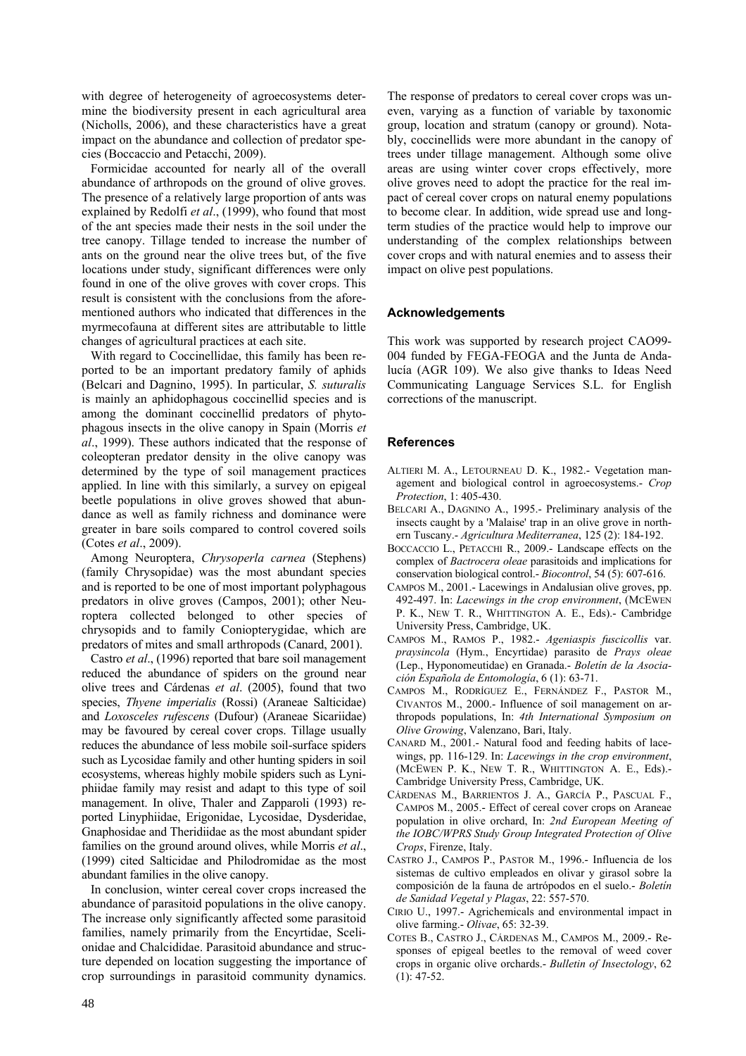with degree of heterogeneity of agroecosystems determine the biodiversity present in each agricultural area (Nicholls, 2006), and these characteristics have a great impact on the abundance and collection of predator species (Boccaccio and Petacchi, 2009).

Formicidae accounted for nearly all of the overall abundance of arthropods on the ground of olive groves. The presence of a relatively large proportion of ants was explained by Redolfi *et al*., (1999), who found that most of the ant species made their nests in the soil under the tree canopy. Tillage tended to increase the number of ants on the ground near the olive trees but, of the five locations under study, significant differences were only found in one of the olive groves with cover crops. This result is consistent with the conclusions from the aforementioned authors who indicated that differences in the myrmecofauna at different sites are attributable to little changes of agricultural practices at each site.

With regard to Coccinellidae, this family has been reported to be an important predatory family of aphids (Belcari and Dagnino, 1995). In particular, *S. suturalis* is mainly an aphidophagous coccinellid species and is among the dominant coccinellid predators of phytophagous insects in the olive canopy in Spain (Morris *et al*., 1999). These authors indicated that the response of coleopteran predator density in the olive canopy was determined by the type of soil management practices applied. In line with this similarly, a survey on epigeal beetle populations in olive groves showed that abundance as well as family richness and dominance were greater in bare soils compared to control covered soils (Cotes *et al*., 2009).

Among Neuroptera, *Chrysoperla carnea* (Stephens) (family Chrysopidae) was the most abundant species and is reported to be one of most important polyphagous predators in olive groves (Campos, 2001); other Neuroptera collected belonged to other species of chrysopids and to family Coniopterygidae, which are predators of mites and small arthropods (Canard, 2001).

Castro *et al*., (1996) reported that bare soil management reduced the abundance of spiders on the ground near olive trees and Cárdenas *et al*. (2005), found that two species, *Thyene imperialis* (Rossi) (Araneae Salticidae) and *Loxosceles rufescens* (Dufour) (Araneae Sicariidae) may be favoured by cereal cover crops. Tillage usually reduces the abundance of less mobile soil-surface spiders such as Lycosidae family and other hunting spiders in soil ecosystems, whereas highly mobile spiders such as Lyniphiidae family may resist and adapt to this type of soil management. In olive, Thaler and Zapparoli (1993) reported Linyphiidae, Erigonidae, Lycosidae, Dysderidae, Gnaphosidae and Theridiidae as the most abundant spider families on the ground around olives, while Morris *et al*., (1999) cited Salticidae and Philodromidae as the most abundant families in the olive canopy.

In conclusion, winter cereal cover crops increased the abundance of parasitoid populations in the olive canopy. The increase only significantly affected some parasitoid families, namely primarily from the Encyrtidae, Scelionidae and Chalcididae. Parasitoid abundance and structure depended on location suggesting the importance of crop surroundings in parasitoid community dynamics. The response of predators to cereal cover crops was uneven, varying as a function of variable by taxonomic group, location and stratum (canopy or ground). Notably, coccinellids were more abundant in the canopy of trees under tillage management. Although some olive areas are using winter cover crops effectively, more olive groves need to adopt the practice for the real impact of cereal cover crops on natural enemy populations to become clear. In addition, wide spread use and long-term studies of the practice would help to improve our understanding of the complex relationships between cover crops and with natural enemies and to assess their impact on olive pest populations.

## Acknowledgements

This work was supported by research project CAO99-004 funded by FEGA-FEOGA and the Junta de Andalucía (AGR 109). We also give thanks to Ideas Need Communicating Language Services S.L. for English corrections of the manuscript.

## References

ALTIERI M. A., LETOURNEAU D. K., 1982.- Vegetation management and biological control in agroecosystems.- *Crop Protection*, 1: 405-430.

BELCARI A., DAGNINO A., 1995.- Preliminary analysis of the insects caught by a 'Malaise' trap in an olive grove in northern Tuscany.- *Agricultura Mediterranea*, 125 (2): 184-192.

BOCCACCIO L., PETACCHI R., 2009.- Landscape effects on the complex of *Bactrocera oleae* parasitoids and implications for conservation biological control.- *Biocontrol*, 54 (5): 607-616.

CAMPOS M., 2001.- Lacewings in Andalusian olive groves, pp. 492-497. In: *Lacewings in the crop environment*, (MCEWEN P. K., NEW T. R., WHITTINGTON A. E., Eds).- Cambridge University Press, Cambridge, UK.

CAMPOS M., RAMOS P., 1982.- *Ageniaspis fuscicollis* var. *praysincola* (Hym., Encyrtidae) parasito de *Prays oleae* (Lep., Hyponomeutidae) en Granada.- *Boletín de la Asociación Española de Entomología*, 6 (1): 63-71.

CAMPOS M., RODRÍGUEZ E., FERNÁNDEZ F., PASTOR M., CIVANTOS M., 2000.- Influence of soil management on arthropods populations, In: *4th International Symposium on Olive Growing*, Valenzano, Bari, Italy.

CANARD M., 2001.- Natural food and feeding habits of lacewings, pp. 116-129. In: *Lacewings in the crop environment*, (MCEWEN P. K., NEW T. R., WHITTINGTON A. E., Eds).- Cambridge University Press, Cambridge, UK.

CÁRDENAS M., BARRIENTOS J. A., GARCÍA P., PASCUAL F., CAMPOS M., 2005.- Effect of cereal cover crops on Araneae population in olive orchard, In: *2nd European Meeting of the IOBC/WPRS Study Group Integrated Protection of Olive Crops*, Firenze, Italy.

CASTRO J., CAMPOS P., PASTOR M., 1996.- Influencia de los sistemas de cultivo empleados en olivar y girasol sobre la composición de la fauna de artrópodos en el suelo.- *Boletín de Sanidad Vegetal y Plagas*, 22: 557-570.

CIRIO U., 1997.- Agrichemicals and environmental impact in olive farming.- *Olivae*, 65: 32-39.

COTES B., CASTRO J., CÁRDENAS M., CAMPOS M., 2009.- Responses of epigeal beetles to the removal of weed cover crops in organic olive orchards.- *Bulletin of Insectology*, 62 (1): 47-52.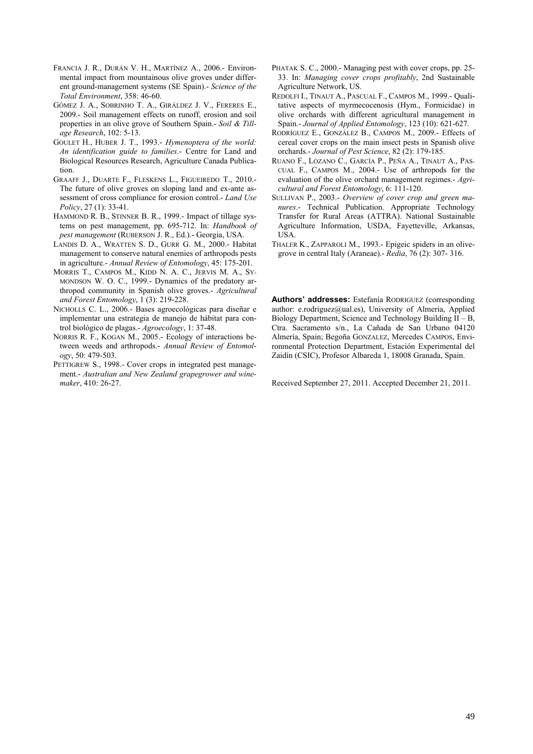FRANCIA J. R., DURÁN V. H., MARTÍNEZ A., 2006.- Environmental impact from mountainous olive groves under different ground-management systems (SE Spain).- *Science of the Total Environment*, 358: 46-60.

GÓMEZ J. A., SOBRINHO T. A., GIRÁLDEZ J. V., FERERES E., 2009.- Soil management effects on runoff, erosion and soil properties in an olive grove of Southern Spain.- *Soil & Tillage Research*, 102: 5-13.

GOULET H., HUBER J. T., 1993.- *Hymenoptera of the world: An identification guide to families*.- Centre for Land and Biological Resources Research, Agriculture Canada Publication.

GRAAFF J., DUARTE F., FLESKENS L., FIGUEIREDO T., 2010.- The future of olive groves on sloping land and ex-ante assessment of cross compliance for erosion control.- *Land Use Policy*, 27 (1): 33-41.

HAMMOND R. B., STINNER B. R., 1999.- Impact of tillage systems on pest management, pp. 695-712. In: *Handbook of pest management* (RUBERSON J. R., Ed.).- Georgia, USA.

LANDIS D. A., WRATTEN S. D., GURR G. M., 2000.- Habitat management to conserve natural enemies of arthropods pests in agriculture.- *Annual Review of Entomology*, 45: 175-201.

MORRIS T., CAMPOS M., KIDD N. A. C., JERVIS M. A., SYMONDSON W. O. C., 1999.- Dynamics of the predatory arthropod community in Spanish olive groves.- *Agricultural and Forest Entomology*, 1 (3): 219-228.

NICHOLLS C. L., 2006.- Bases agroecológicas para diseñar e implementar una estrategia de manejo de hábitat para control biológico de plagas.- *Agroecology*, 1: 37-48.

NORRIS R. F., KOGAN M., 2005.- Ecology of interactions between weeds and arthropods.- *Annual Review of Entomology*, 50: 479-503.

PETTIGREW S., 1998.- Cover crops in integrated pest management.- *Australian and New Zealand grapegrower and winemaker*, 410: 26-27.

PHATAK S. C., 2000.- Managing pest with cover crops, pp. 25-33. In: *Managing cover crops profitably*, 2nd Sustainable Agriculture Network, US.

REDOLFI I., TINAUT A., PASCUAL F., CAMPOS M., 1999.- Qualitative aspects of myrmecocenosis (Hym., Formicidae) in olive orchards with different agricultural management in Spain.- *Journal of Applied Entomology*, 123 (10): 621-627.

RODRÍGUEZ E., GONZÁLEZ B., CAMPOS M., 2009.- Effects of cereal cover crops on the main insect pests in Spanish olive orchards.- *Journal of Pest Science*, 82 (2): 179-185.

RUANO F., LOZANO C., GARCÍA P., PEÑA A., TINAUT A., PASCUAL F., CAMPOS M., 2004.- Use of arthropods for the evaluation of the olive orchard management regimes.- *Agricultural and Forest Entomology*, 6: 111-120.

SULLIVAN P., 2003.- *Overview of cover crop and green manures*.- Technical Publication. Appropriate Technology Transfer for Rural Areas (ATTRA). National Sustainable Agriculture Information, USDA, Fayetteville, Arkansas, USA.

THALER K., ZAPPAROLI M., 1993.- Epigeic spiders in an olive-grove in central Italy (Araneae).- *Redia*, 76 (2): 307- 316.

**Authors' addresses:** Estefanía RODRIGUEZ (corresponding author: e.rodriguez@ual.es), University of Almeria, Applied Biology Department, Science and Technology Building II – B, Ctra. Sacramento s/n., La Cañada de San Urbano 04120 Almería, Spain; Begoña GONZALEZ, Mercedes CAMPOS, Environmental Protection Department, Estación Experimental del Zaidín (CSIC), Profesor Albareda 1, 18008 Granada, Spain.

Received September 27, 2011. Accepted December 21, 2011.